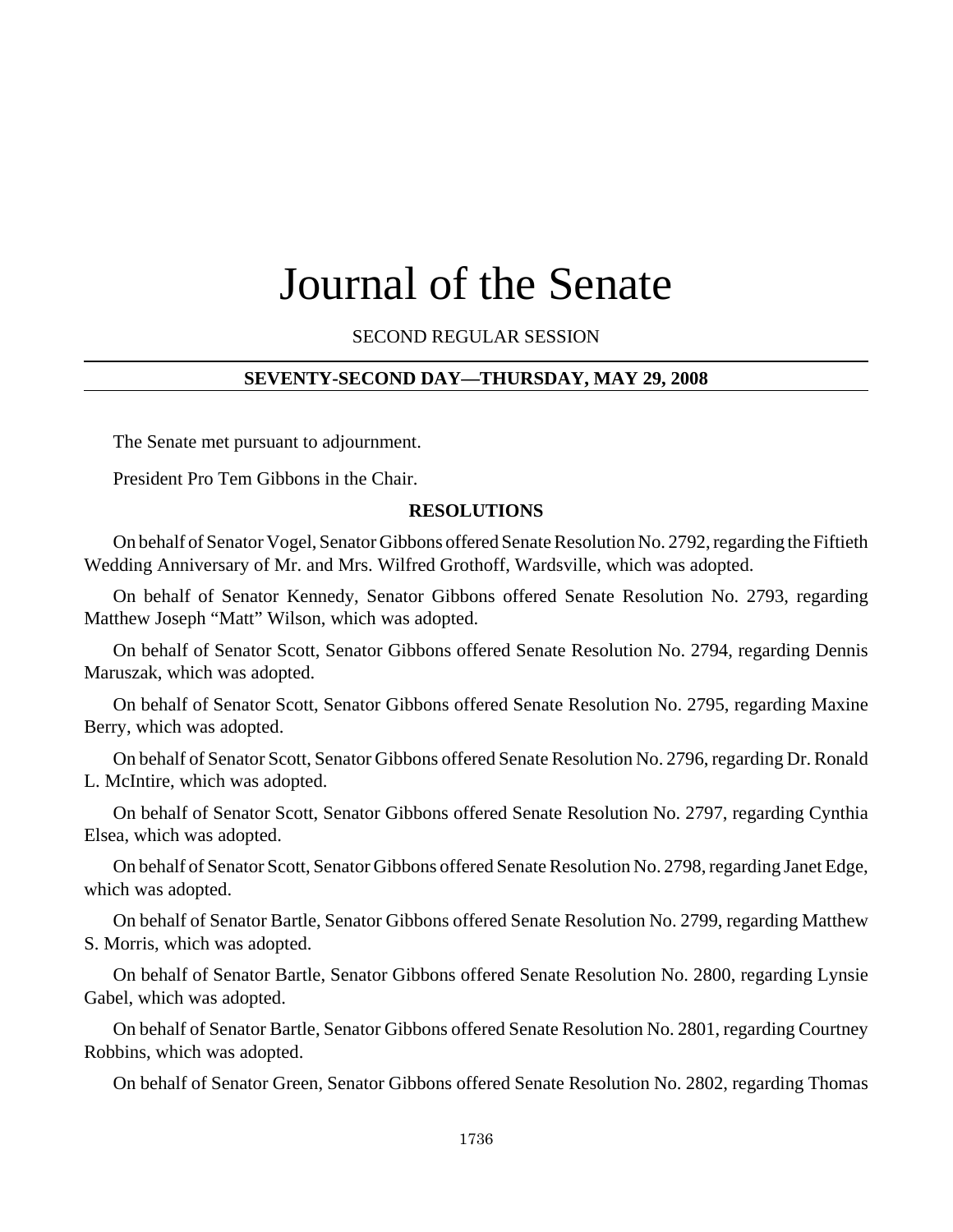# Journal of the Senate

SECOND REGULAR SESSION

**SEVENTY-SECOND DAY—THURSDAY, MAY 29, 2008**

The Senate met pursuant to adjournment.

President Pro Tem Gibbons in the Chair.

**RESOLUTIONS**

On behalf of Senator Vogel, Senator Gibbons offered Senate Resolution No. 2792, regarding the Fiftieth Wedding Anniversary of Mr. and Mrs. Wilfred Grothoff, Wardsville, which was adopted.

On behalf of Senator Kennedy, Senator Gibbons offered Senate Resolution No. 2793, regarding Matthew Joseph "Matt" Wilson, which was adopted.

On behalf of Senator Scott, Senator Gibbons offered Senate Resolution No. 2794, regarding Dennis Maruszak, which was adopted.

On behalf of Senator Scott, Senator Gibbons offered Senate Resolution No. 2795, regarding Maxine Berry, which was adopted.

On behalf of Senator Scott, Senator Gibbons offered Senate Resolution No. 2796, regarding Dr. Ronald L. McIntire, which was adopted.

On behalf of Senator Scott, Senator Gibbons offered Senate Resolution No. 2797, regarding Cynthia Elsea, which was adopted.

On behalf of Senator Scott, Senator Gibbons offered Senate Resolution No. 2798, regarding Janet Edge, which was adopted.

On behalf of Senator Bartle, Senator Gibbons offered Senate Resolution No. 2799, regarding Matthew S. Morris, which was adopted.

On behalf of Senator Bartle, Senator Gibbons offered Senate Resolution No. 2800, regarding Lynsie Gabel, which was adopted.

On behalf of Senator Bartle, Senator Gibbons offered Senate Resolution No. 2801, regarding Courtney Robbins, which was adopted.

On behalf of Senator Green, Senator Gibbons offered Senate Resolution No. 2802, regarding Thomas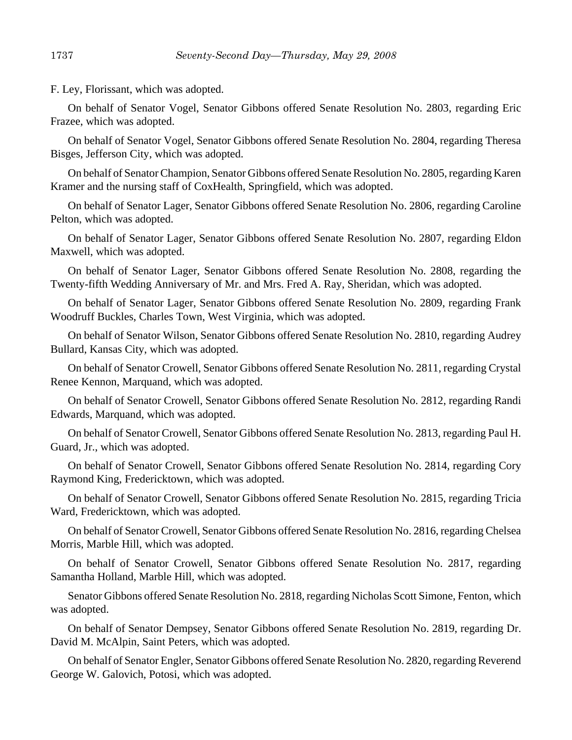F. Ley, Florissant, which was adopted.

On behalf of Senator Vogel, Senator Gibbons offered Senate Resolution No. 2803, regarding Eric Frazee, which was adopted.

On behalf of Senator Vogel, Senator Gibbons offered Senate Resolution No. 2804, regarding Theresa Bisges, Jefferson City, which was adopted.

On behalf of Senator Champion, Senator Gibbons offered Senate Resolution No. 2805, regarding Karen Kramer and the nursing staff of CoxHealth, Springfield, which was adopted.

On behalf of Senator Lager, Senator Gibbons offered Senate Resolution No. 2806, regarding Caroline Pelton, which was adopted.

On behalf of Senator Lager, Senator Gibbons offered Senate Resolution No. 2807, regarding Eldon Maxwell, which was adopted.

On behalf of Senator Lager, Senator Gibbons offered Senate Resolution No. 2808, regarding the Twenty-fifth Wedding Anniversary of Mr. and Mrs. Fred A. Ray, Sheridan, which was adopted.

On behalf of Senator Lager, Senator Gibbons offered Senate Resolution No. 2809, regarding Frank Woodruff Buckles, Charles Town, West Virginia, which was adopted.

On behalf of Senator Wilson, Senator Gibbons offered Senate Resolution No. 2810, regarding Audrey Bullard, Kansas City, which was adopted.

On behalf of Senator Crowell, Senator Gibbons offered Senate Resolution No. 2811, regarding Crystal Renee Kennon, Marquand, which was adopted.

On behalf of Senator Crowell, Senator Gibbons offered Senate Resolution No. 2812, regarding Randi Edwards, Marquand, which was adopted.

On behalf of Senator Crowell, Senator Gibbons offered Senate Resolution No. 2813, regarding Paul H. Guard, Jr., which was adopted.

On behalf of Senator Crowell, Senator Gibbons offered Senate Resolution No. 2814, regarding Cory Raymond King, Fredericktown, which was adopted.

On behalf of Senator Crowell, Senator Gibbons offered Senate Resolution No. 2815, regarding Tricia Ward, Fredericktown, which was adopted.

On behalf of Senator Crowell, Senator Gibbons offered Senate Resolution No. 2816, regarding Chelsea Morris, Marble Hill, which was adopted.

On behalf of Senator Crowell, Senator Gibbons offered Senate Resolution No. 2817, regarding Samantha Holland, Marble Hill, which was adopted.

Senator Gibbons offered Senate Resolution No. 2818, regarding Nicholas Scott Simone, Fenton, which was adopted.

On behalf of Senator Dempsey, Senator Gibbons offered Senate Resolution No. 2819, regarding Dr. David M. McAlpin, Saint Peters, which was adopted.

On behalf of Senator Engler, Senator Gibbons offered Senate Resolution No. 2820, regarding Reverend George W. Galovich, Potosi, which was adopted.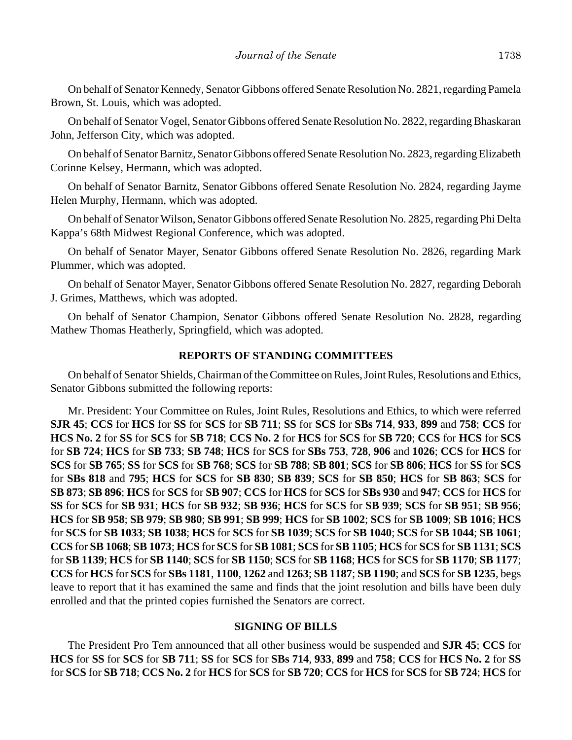On behalf of Senator Kennedy, Senator Gibbons offered Senate Resolution No. 2821, regarding Pamela Brown, St. Louis, which was adopted.

On behalf of Senator Vogel, Senator Gibbons offered Senate Resolution No. 2822, regarding Bhaskaran John, Jefferson City, which was adopted.

On behalf of Senator Barnitz, Senator Gibbons offered Senate Resolution No. 2823, regarding Elizabeth Corinne Kelsey, Hermann, which was adopted.

On behalf of Senator Barnitz, Senator Gibbons offered Senate Resolution No. 2824, regarding Jayme Helen Murphy, Hermann, which was adopted.

On behalf of Senator Wilson, Senator Gibbons offered Senate Resolution No. 2825, regarding Phi Delta Kappa's 68th Midwest Regional Conference, which was adopted.

On behalf of Senator Mayer, Senator Gibbons offered Senate Resolution No. 2826, regarding Mark Plummer, which was adopted.

On behalf of Senator Mayer, Senator Gibbons offered Senate Resolution No. 2827, regarding Deborah J. Grimes, Matthews, which was adopted.

On behalf of Senator Champion, Senator Gibbons offered Senate Resolution No. 2828, regarding Mathew Thomas Heatherly, Springfield, which was adopted.

## REPORTS OF STANDING COMMITTEES

On behalf of Senator Shields, Chairman of the Committee on Rules, Joint Rules, Resolutions and Ethics, Senator Gibbons submitted the following reports:

Mr. President: Your Committee on Rules, Joint Rules, Resolutions and Ethics, to which were referred **SJR 45**; **CCS** for **HCS** for **SS** for **SCS** for **SB 711**; **SS** for **SCS** for **SBs 714**, **933**, **899** and **758**; **CCS** for **HCS No. 2** for **SS** for **SCS** for **SB 718**; **CCS No. 2** for **HCS** for **SCS** for **SB 720**; **CCS** for **HCS** for **SCS** for **SB 724**; **HCS** for **SB 733**; **SB 748**; **HCS** for **SCS** for **SBs 753**, **728**, **906** and **1026**; **CCS** for **HCS** for **SCS** for **SB 765**; **SS** for **SCS** for **SB 768**; **SCS** for **SB 788**; **SB 801**; **SCS** for **SB 806**; **HCS** for **SS** for **SCS** for **SBs 818** and **795**; **HCS** for **SCS** for **SB 830**; **SB 839**; **SCS** for **SB 850**; **HCS** for **SB 863**; **SCS** for **SB 873**; **SB 896**; **HCS** for **SCS** for **SB 907**; **CCS** for **HCS** for **SCS** for **SBs 930** and **947**; **CCS** for **HCS** for **SS** for **SCS** for **SB 931**; **HCS** for **SB 932**; **SB 936**; **HCS** for **SCS** for **SB 939**; **SCS** for **SB 951**; **SB 956**; **HCS** for **SB 958**; **SB 979**; **SB 980**; **SB 991**; **SB 999**; **HCS** for **SB 1002**; **SCS** for **SB 1009**; **SB 1016**; **HCS** for **SCS** for **SB 1033**; **SB 1038**; **HCS** for **SCS** for **SB 1039**; **SCS** for **SB 1040**; **SCS** for **SB 1044**; **SB 1061**; **CCS** for **SB 1068**; **SB 1073**; **HCS** for **SCS** for **SB 1081**; **SCS** for **SB 1105**; **HCS** for **SCS** for **SB 1131**; **SCS** for **SB 1139**; **HCS** for **SB 1140**; **SCS** for **SB 1150**; **SCS** for **SB 1168**; **HCS** for **SCS** for **SB 1170**; **SB 1177**; **CCS** for **HCS** for **SCS** for **SBs 1181**, **1100**, **1262** and **1263**; **SB 1187**; **SB 1190**; and **SCS** for **SB 1235**, begs leave to report that it has examined the same and finds that the joint resolution and bills have been duly enrolled and that the printed copies furnished the Senators are correct.

## SIGNING OF BILLS

The President Pro Tem announced that all other business would be suspended and **SJR 45**; **CCS** for **HCS** for **SS** for **SCS** for **SB 711**; **SS** for **SCS** for **SBs 714**, **933**, **899** and **758**; **CCS** for **HCS No. 2** for **SS** for **SCS** for **SB 718**; **CCS No. 2** for **HCS** for **SCS** for **SB 720**; **CCS** for **HCS** for **SCS** for **SB 724**; **HCS** for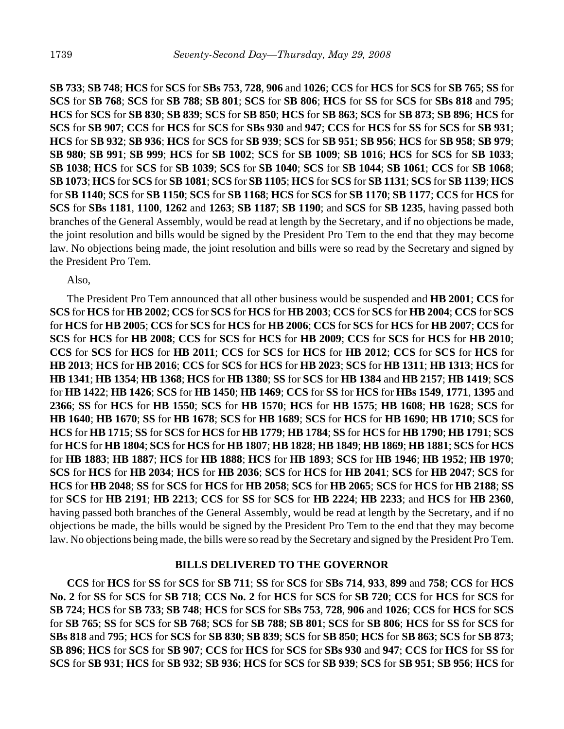**SB 733**; **SB 748**; **HCS** for **SCS** for **SBs 753**, **728**, **906** and **1026**; **CCS** for **HCS** for **SCS** for **SB 765**; **SS** for **SCS** for **SB 768**; **SCS** for **SB 788**; **SB 801**; **SCS** for **SB 806**; **HCS** for **SS** for **SCS** for **SBs 818** and **795**; **HCS** for **SCS** for **SB 830**; **SB 839**; **SCS** for **SB 850**; **HCS** for **SB 863**; **SCS** for **SB 873**; **SB 896**; **HCS** for **SCS** for **SB 907**; **CCS** for **HCS** for **SCS** for **SBs 930** and **947**; **CCS** for **HCS** for **SS** for **SCS** for **SB 931**; **HCS** for **SB 932**; **SB 936**; **HCS** for **SCS** for **SB 939**; **SCS** for **SB 951**; **SB 956**; **HCS** for **SB 958**; **SB 979**; **SB 980**; **SB 991**; **SB 999**; **HCS** for **SB 1002**; **SCS** for **SB 1009**; **SB 1016**; **HCS** for **SCS** for **SB 1033**; **SB 1038**; **HCS** for **SCS** for **SB 1039**; **SCS** for **SB 1040**; **SCS** for **SB 1044**; **SB 1061**; **CCS** for **SB 1068**; **SB 1073**; **HCS** for **SCS** for **SB 1081**; **SCS** for **SB 1105**; **HCS** for **SCS** for **SB 1131**; **SCS** for **SB 1139**; **HCS** for **SB 1140**; **SCS** for **SB 1150**; **SCS** for **SB 1168**; **HCS** for **SCS** for **SB 1170**; **SB 1177**; **CCS** for **HCS** for **SCS** for **SBs 1181**, **1100**, **1262** and **1263**; **SB 1187**; **SB 1190**; and **SCS** for **SB 1235**, having passed both branches of the General Assembly, would be read at length by the Secretary, and if no objections be made, the joint resolution and bills would be signed by the President Pro Tem to the end that they may become law. No objections being made, the joint resolution and bills were so read by the Secretary and signed by the President Pro Tem.

Also,

The President Pro Tem announced that all other business would be suspended and **HB 2001**; **CCS** for **SCS** for **HCS** for **HB 2002**; **CCS** for **SCS** for **HCS** for **HB 2003**; **CCS** for **SCS** for **HB 2004**; **CCS** for **SCS** for **HCS** for **HB 2005**; **CCS** for **SCS** for **HCS** for **HB 2006**; **CCS** for **SCS** for **HCS** for **HB 2007**; **CCS** for **SCS** for **HCS** for **HB 2008**; **CCS** for **SCS** for **HCS** for **HB 2009**; **CCS** for **SCS** for **HCS** for **HB 2010**; **CCS** for **SCS** for **HCS** for **HB 2011**; **CCS** for **SCS** for **HCS** for **HB 2012**; **CCS** for **SCS** for **HCS** for **HB 2013**; **HCS** for **HB 2016**; **CCS** for **SCS** for **HCS** for **HB 2023**; **SCS** for **HB 1311**; **HB 1313**; **HCS** for **HB 1341**; **HB 1354**; **HB 1368**; **HCS** for **HB 1380**; **SS** for **SCS** for **HB 1384** and **HB 2157**; **HB 1419**; **SCS** for **HB 1422**; **HB 1426**; **SCS** for **HB 1450**; **HB 1469**; **CCS** for **SS** for **HCS** for **HBs 1549**, **1771**, **1395** and **2366**; **SS** for **HCS** for **HB 1550**; **SCS** for **HB 1570**; **HCS** for **HB 1575**; **HB 1608**; **HB 1628**; **SCS** for **HB 1640**; **HB 1670**; **SS** for **HB 1678**; **SCS** for **HB 1689**; **SCS** for **HCS** for **HB 1690**; **HB 1710**; **SCS** for **HCS** for **HB 1715**; **SS** for **SCS** for **HCS** for **HB 1779**; **HB 1784**; **SS** for **HCS** for **HB 1790**; **HB 1791**; **SCS** for **HCS** for **HB 1804**; **SCS** for **HCS** for **HB 1807**; **HB 1828**; **HB 1849**; **HB 1869**; **HB 1881**; **SCS** for **HCS** for **HB 1883**; **HB 1887**; **HCS** for **HB 1888**; **HCS** for **HB 1893**; **SCS** for **HB 1946**; **HB 1952**; **HB 1970**; **SCS** for **HCS** for **HB 2034**; **HCS** for **HB 2036**; **SCS** for **HCS** for **HB 2041**; **SCS** for **HB 2047**; **SCS** for **HCS** for **HB 2048**; **SS** for **SCS** for **HCS** for **HB 2058**; **SCS** for **HB 2065**; **SCS** for **HCS** for **HB 2188**; **SS** for **SCS** for **HB 2191**; **HB 2213**; **CCS** for **SS** for **SCS** for **HB 2224**; **HB 2233**; and **HCS** for **HB 2360**, having passed both branches of the General Assembly, would be read at length by the Secretary, and if no objections be made, the bills would be signed by the President Pro Tem to the end that they may become law. No objections being made, the bills were so read by the Secretary and signed by the President Pro Tem.

## BILLS DELIVERED TO THE GOVERNOR

**CCS** for **HCS** for **SS** for **SCS** for **SB 711**; **SS** for **SCS** for **SBs 714**, **933**, **899** and **758**; **CCS** for **HCS No. 2** for **SS** for **SCS** for **SB 718**; **CCS No. 2** for **HCS** for **SCS** for **SB 720**; **CCS** for **HCS** for **SCS** for **SB 724**; **HCS** for **SB 733**; **SB 748**; **HCS** for **SCS** for **SBs 753**, **728**, **906** and **1026**; **CCS** for **HCS** for **SCS** for **SB 765**; **SS** for **SCS** for **SB 768**; **SCS** for **SB 788**; **SB 801**; **SCS** for **SB 806**; **HCS** for **SS** for **SCS** for **SBs 818** and **795**; **HCS** for **SCS** for **SB 830**; **SB 839**; **SCS** for **SB 850**; **HCS** for **SB 863**; **SCS** for **SB 873**; **SB 896**; **HCS** for **SCS** for **SB 907**; **CCS** for **HCS** for **SCS** for **SBs 930** and **947**; **CCS** for **HCS** for **SS** for **SCS** for **SB 931**; **HCS** for **SB 932**; **SB 936**; **HCS** for **SCS** for **SB 939**; **SCS** for **SB 951**; **SB 956**; **HCS** for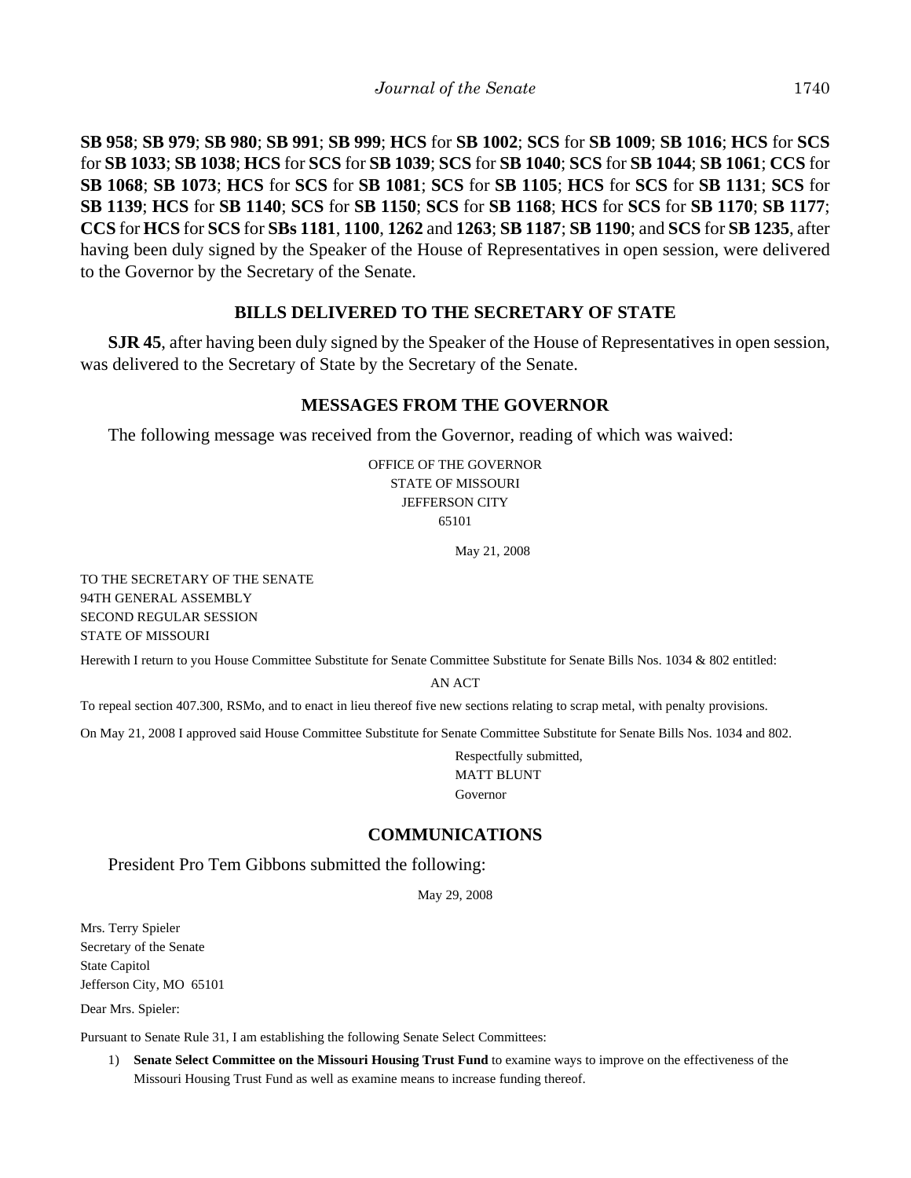**SB 958**; **SB 979**; **SB 980**; **SB 991**; **SB 999**; **HCS** for **SB 1002**; **SCS** for **SB 1009**; **SB 1016**; **HCS** for **SCS** for **SB 1033**; **SB 1038**; **HCS** for **SCS** for **SB 1039**; **SCS** for **SB 1040**; **SCS** for **SB 1044**; **SB 1061**; **CCS** for **SB 1068**; **SB 1073**; **HCS** for **SCS** for **SB 1081**; **SCS** for **SB 1105**; **HCS** for **SCS** for **SB 1131**; **SCS** for **SB 1139**; **HCS** for **SB 1140**; **SCS** for **SB 1150**; **SCS** for **SB 1168**; **HCS** for **SCS** for **SB 1170**; **SB 1177**; **CCS** for **HCS** for **SCS** for **SBs 1181**, **1100**, **1262** and **1263**; **SB 1187**; **SB 1190**; and **SCS** for **SB 1235**, after having been duly signed by the Speaker of the House of Representatives in open session, were delivered to the Governor by the Secretary of the Senate.

## BILLS DELIVERED TO THE SECRETARY OF STATE

**SJR 45**, after having been duly signed by the Speaker of the House of Representatives in open session, was delivered to the Secretary of State by the Secretary of the Senate.

## MESSAGES FROM THE GOVERNOR

The following message was received from the Governor, reading of which was waived:

OFFICE OF THE GOVERNOR
STATE OF MISSOURI
JEFFERSON CITY
65101

May 21, 2008

TO THE SECRETARY OF THE SENATE
94TH GENERAL ASSEMBLY
SECOND REGULAR SESSION
STATE OF MISSOURI

Herewith I return to you House Committee Substitute for Senate Committee Substitute for Senate Bills Nos. 1034 & 802 entitled:

AN ACT

To repeal section 407.300, RSMo, and to enact in lieu thereof five new sections relating to scrap metal, with penalty provisions.

On May 21, 2008 I approved said House Committee Substitute for Senate Committee Substitute for Senate Bills Nos. 1034 and 802.

Respectfully submitted,
MATT BLUNT
Governor

## COMMUNICATIONS

President Pro Tem Gibbons submitted the following:

May 29, 2008

Mrs. Terry Spieler
Secretary of the Senate
State Capitol
Jefferson City, MO 65101

Dear Mrs. Spieler:

Pursuant to Senate Rule 31, I am establishing the following Senate Select Committees:

1) **Senate Select Committee on the Missouri Housing Trust Fund** to examine ways to improve on the effectiveness of the Missouri Housing Trust Fund as well as examine means to increase funding thereof.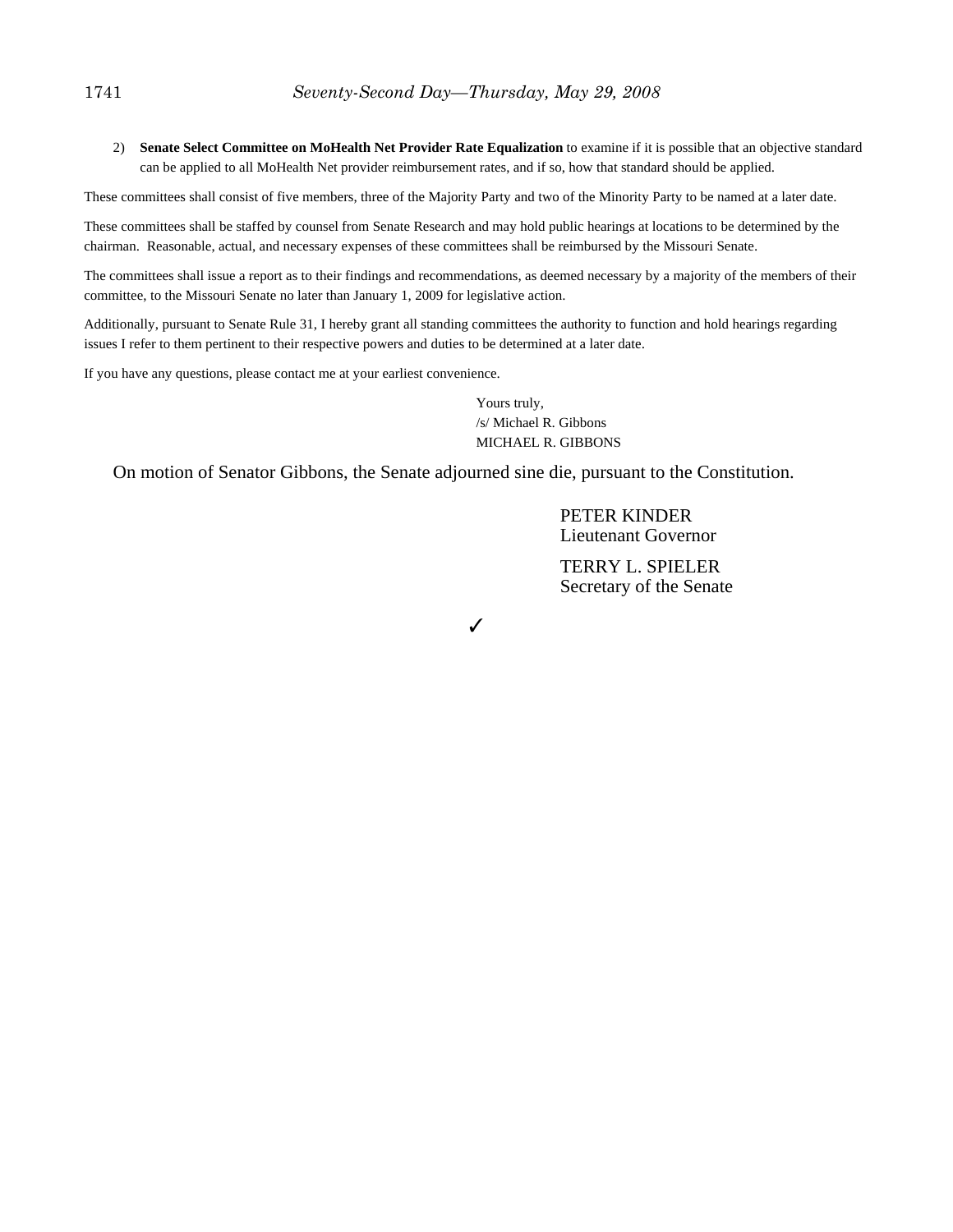2) **Senate Select Committee on MoHealth Net Provider Rate Equalization** to examine if it is possible that an objective standard can be applied to all MoHealth Net provider reimbursement rates, and if so, how that standard should be applied.

These committees shall consist of five members, three of the Majority Party and two of the Minority Party to be named at a later date.

These committees shall be staffed by counsel from Senate Research and may hold public hearings at locations to be determined by the chairman. Reasonable, actual, and necessary expenses of these committees shall be reimbursed by the Missouri Senate.

The committees shall issue a report as to their findings and recommendations, as deemed necessary by a majority of the members of their committee, to the Missouri Senate no later than January 1, 2009 for legislative action.

Additionally, pursuant to Senate Rule 31, I hereby grant all standing committees the authority to function and hold hearings regarding issues I refer to them pertinent to their respective powers and duties to be determined at a later date.

If you have any questions, please contact me at your earliest convenience.

Yours truly,
/s/ Michael R. Gibbons
MICHAEL R. GIBBONS

On motion of Senator Gibbons, the Senate adjourned sine die, pursuant to the Constitution.

PETER KINDER
Lieutenant Governor

TERRY L. SPIELER
Secretary of the Senate

✓